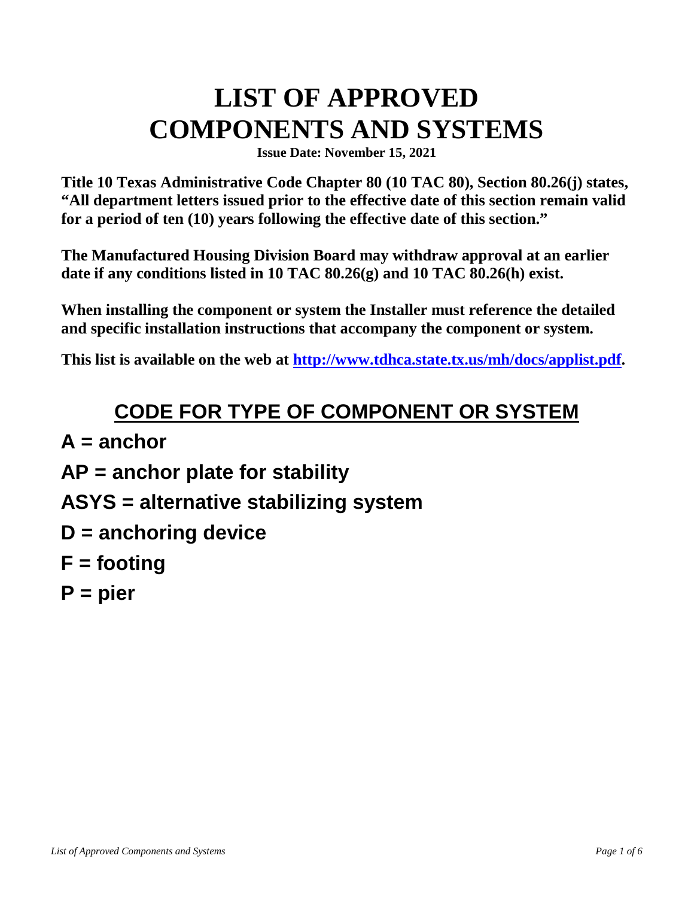# LIST OF APPROVED COMPONENTS AND SYSTEMS

**Issue Date: November 15, 2021**

**Title 10 Texas Administrative Code Chapter 80 (10 TAC 80), Section 80.26(j) states, "All department letters issued prior to the effective date of this section remain valid for a period of ten (10) years following the effective date of this section."**

**The Manufactured Housing Division Board may withdraw approval at an earlier date if any conditions listed in 10 TAC 80.26(g) and 10 TAC 80.26(h) exist.**

**When installing the component or system the Installer must reference the detailed and specific installation instructions that accompany the component or system.**

**This list is available on the web at [http://www.tdhca.state.tx.us/mh/docs/applist.pdf](http://www.tdhca.state.tx.us/mh/docs/applist.pdf).**

## CODE FOR TYPE OF COMPONENT OR SYSTEM

**A = anchor**

**AP = anchor plate for stability**

**ASYS = alternative stabilizing system**

**D = anchoring device**

**F = footing**

**P = pier**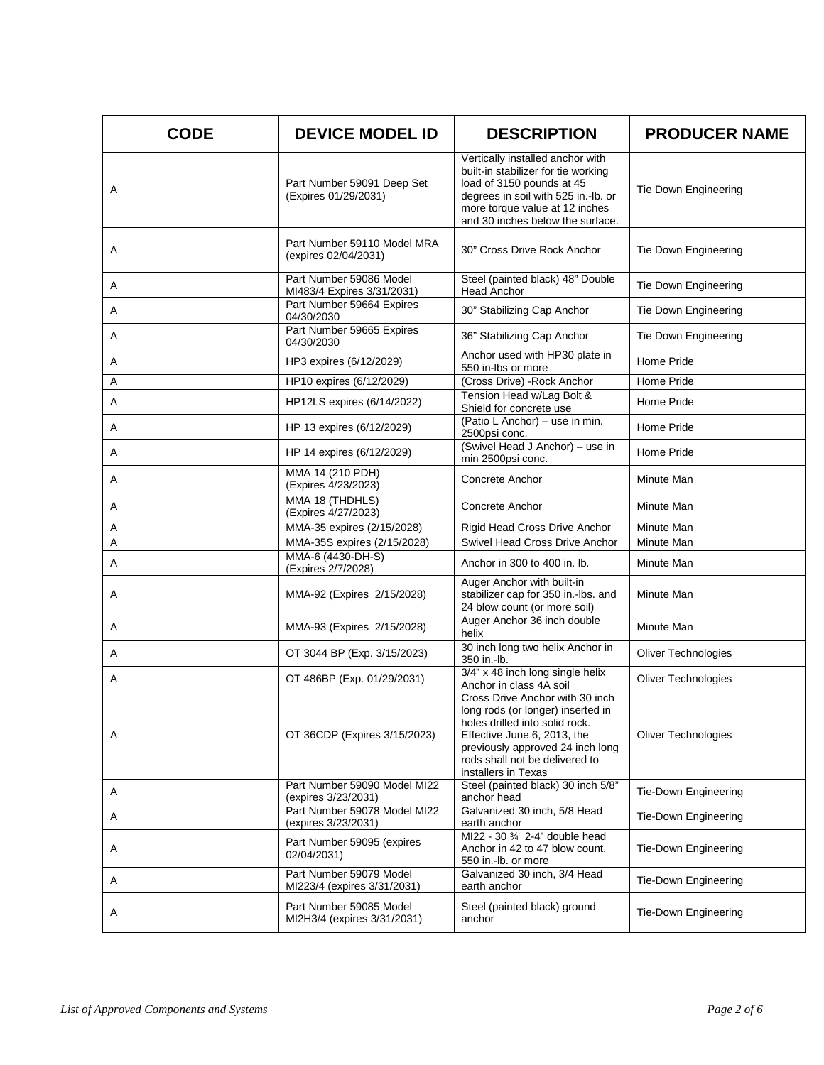| CODE | DEVICE MODEL ID | DESCRIPTION | PRODUCER NAME |
|---|---|---|---|
| A | Part Number 59091 Deep Set (Expires 01/29/2031) | Vertically installed anchor with built-in stabilizer for tie working load of 3150 pounds at 45 degrees in soil with 525 in.-lb. or more torque value at 12 inches and 30 inches below the surface. | Tie Down Engineering |
| A | Part Number 59110 Model MRA (expires 02/04/2031) | 30" Cross Drive Rock Anchor | Tie Down Engineering |
| A | Part Number 59086 Model MI483/4 Expires 3/31/2031) | Steel (painted black) 48" Double Head Anchor | Tie Down Engineering |
| A | Part Number 59664 Expires 04/30/2030 | 30" Stabilizing Cap Anchor | Tie Down Engineering |
| A | Part Number 59665 Expires 04/30/2030 | 36" Stabilizing Cap Anchor | Tie Down Engineering |
| A | HP3 expires (6/12/2029) | Anchor used with HP30 plate in 550 in-lbs or more | Home Pride |
| A | HP10 expires (6/12/2029) | (Cross Drive) -Rock Anchor | Home Pride |
| A | HP12LS expires (6/14/2022) | Tension Head w/Lag Bolt & Shield for concrete use | Home Pride |
| A | HP 13 expires (6/12/2029) | (Patio L Anchor) – use in min. 2500psi conc. | Home Pride |
| A | HP 14 expires (6/12/2029) | (Swivel Head J Anchor) – use in min 2500psi conc. | Home Pride |
| A | MMA 14 (210 PDH) (Expires 4/23/2023) | Concrete Anchor | Minute Man |
| A | MMA 18 (THDHLS) (Expires 4/27/2023) | Concrete Anchor | Minute Man |
| A | MMA-35 expires (2/15/2028) | Rigid Head Cross Drive Anchor | Minute Man |
| A | MMA-35S expires (2/15/2028) | Swivel Head Cross Drive Anchor | Minute Man |
| A | MMA-6 (4430-DH-S) (Expires 2/7/2028) | Anchor in 300 to 400 in. lb. | Minute Man |
| A | MMA-92 (Expires 2/15/2028) | Auger Anchor with built-in stabilizer cap for 350 in.-lbs. and 24 blow count (or more soil) | Minute Man |
| A | MMA-93 (Expires 2/15/2028) | Auger Anchor 36 inch double helix | Minute Man |
| A | OT 3044 BP (Exp. 3/15/2023) | 30 inch long two helix Anchor in 350 in.-lb. | Oliver Technologies |
| A | OT 486BP (Exp. 01/29/2031) | 3/4" x 48 inch long single helix Anchor in class 4A soil | Oliver Technologies |
| A | OT 36CDP (Expires 3/15/2023) | Cross Drive Anchor with 30 inch long rods (or longer) inserted in holes drilled into solid rock. Effective June 6, 2013, the previously approved 24 inch long rods shall not be delivered to installers in Texas | Oliver Technologies |
| A | Part Number 59090 Model MI22 (expires 3/23/2031) | Steel (painted black) 30 inch 5/8" anchor head | Tie-Down Engineering |
| A | Part Number 59078 Model MI22 (expires 3/23/2031) | Galvanized 30 inch, 5/8 Head earth anchor | Tie-Down Engineering |
| A | Part Number 59095 (expires 02/04/2031) | MI22 - 30 ¾ 2-4" double head Anchor in 42 to 47 blow count, 550 in.-lb. or more | Tie-Down Engineering |
| A | Part Number 59079 Model MI223/4 (expires 3/31/2031) | Galvanized 30 inch, 3/4 Head earth anchor | Tie-Down Engineering |
| A | Part Number 59085 Model MI2H3/4 (expires 3/31/2031) | Steel (painted black) ground anchor | Tie-Down Engineering |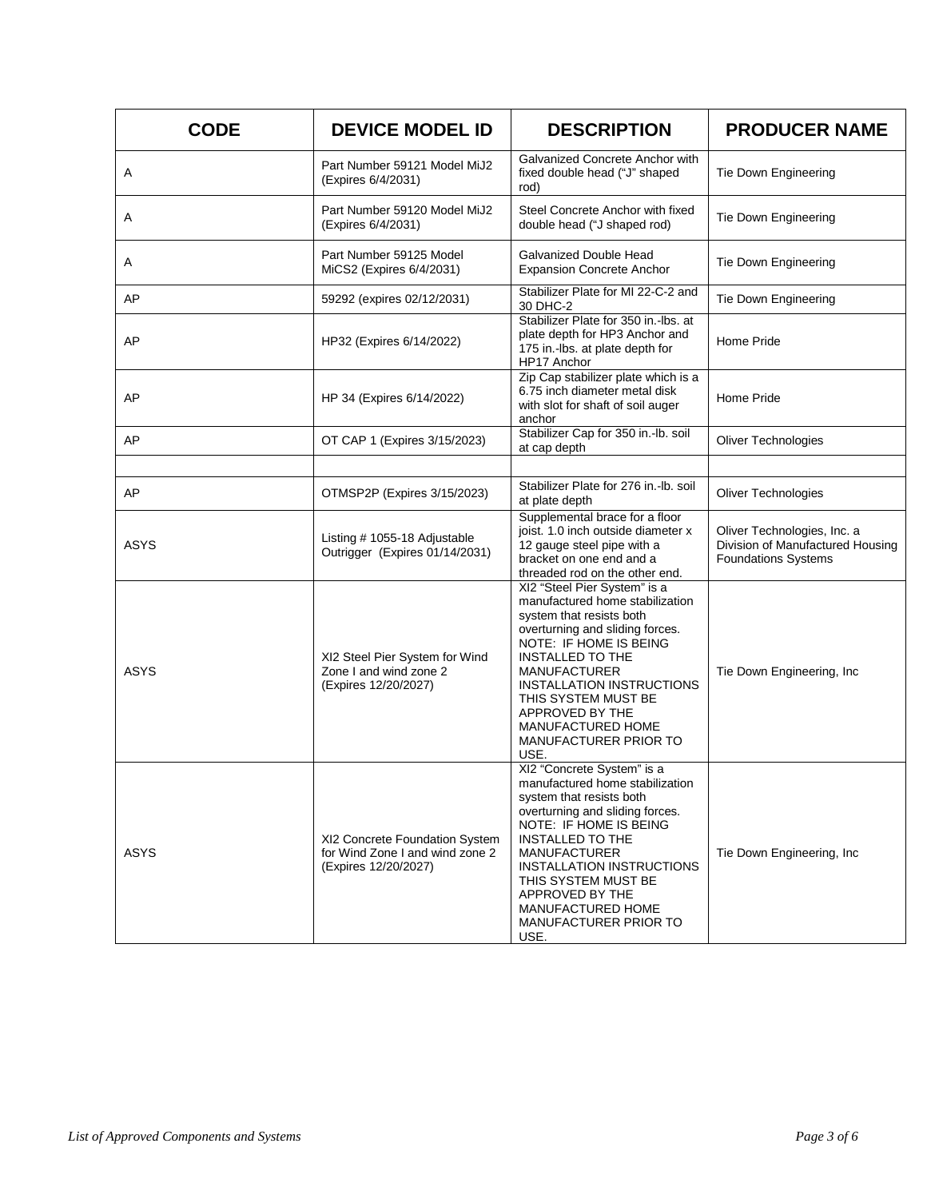| CODE | DEVICE MODEL ID | DESCRIPTION | PRODUCER NAME |
|---|---|---|---|
| A | Part Number 59121 Model MiJ2 (Expires 6/4/2031) | Galvanized Concrete Anchor with fixed double head ("J" shaped rod) | Tie Down Engineering |
| A | Part Number 59120 Model MiJ2 (Expires 6/4/2031) | Steel Concrete Anchor with fixed double head ("J shaped rod) | Tie Down Engineering |
| A | Part Number 59125 Model MiCS2 (Expires 6/4/2031) | Galvanized Double Head Expansion Concrete Anchor | Tie Down Engineering |
| AP | 59292 (expires 02/12/2031) | Stabilizer Plate for MI 22-C-2 and 30 DHC-2 | Tie Down Engineering |
| AP | HP32 (Expires 6/14/2022) | Stabilizer Plate for 350 in.-lbs. at plate depth for HP3 Anchor and 175 in.-lbs. at plate depth for HP17 Anchor | Home Pride |
| AP | HP 34 (Expires 6/14/2022) | Zip Cap stabilizer plate which is a 6.75 inch diameter metal disk with slot for shaft of soil auger anchor | Home Pride |
| AP | OT CAP 1 (Expires 3/15/2023) | Stabilizer Cap for 350 in.-lb. soil at cap depth | Oliver Technologies |
| | | | |
| AP | OTMSP2P (Expires 3/15/2023) | Stabilizer Plate for 276 in.-lb. soil at plate depth | Oliver Technologies |
| ASYS | Listing # 1055-18 Adjustable Outrigger (Expires 01/14/2031) | Supplemental brace for a floor joist. 1.0 inch outside diameter x 12 gauge steel pipe with a bracket on one end and a threaded rod on the other end. | Oliver Technologies, Inc. a Division of Manufactured Housing Foundations Systems |
| ASYS | XI2 Steel Pier System for Wind Zone I and wind zone 2 (Expires 12/20/2027) | XI2 "Steel Pier System" is a manufactured home stabilization system that resists both overturning and sliding forces. NOTE: IF HOME IS BEING INSTALLED TO THE MANUFACTURER INSTALLATION INSTRUCTIONS THIS SYSTEM MUST BE APPROVED BY THE MANUFACTURED HOME MANUFACTURER PRIOR TO USE. | Tie Down Engineering, Inc |
| ASYS | XI2 Concrete Foundation System for Wind Zone I and wind zone 2 (Expires 12/20/2027) | XI2 "Concrete System" is a manufactured home stabilization system that resists both overturning and sliding forces. NOTE: IF HOME IS BEING INSTALLED TO THE MANUFACTURER INSTALLATION INSTRUCTIONS THIS SYSTEM MUST BE APPROVED BY THE MANUFACTURED HOME MANUFACTURER PRIOR TO USE. | Tie Down Engineering, Inc |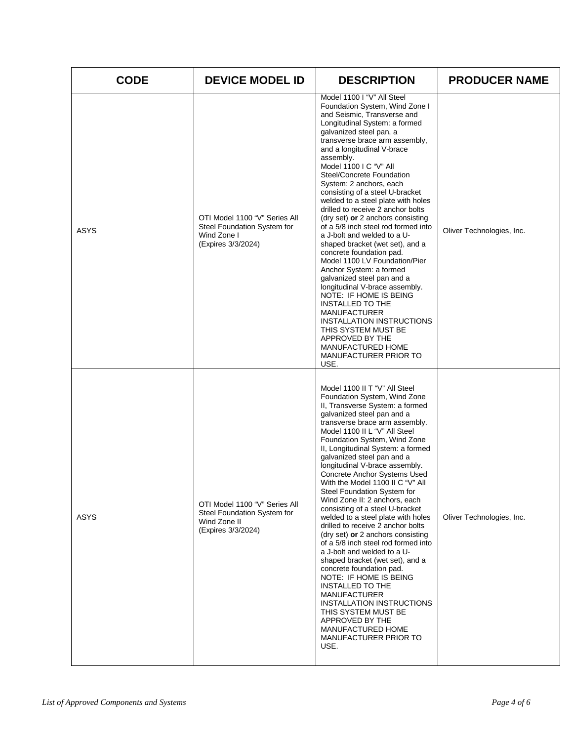| CODE | DEVICE MODEL ID | DESCRIPTION | PRODUCER NAME |
|---|---|---|---|
| ASYS | OTI Model 1100 "V" Series All Steel Foundation System for Wind Zone I (Expires 3/3/2024) | Model 1100 I "V" All Steel Foundation System, Wind Zone I and Seismic, Transverse and Longitudinal System: a formed galvanized steel pan, a transverse brace arm assembly, and a longitudinal V-brace assembly. Model 1100 I C "V" All Steel/Concrete Foundation System: 2 anchors, each consisting of a steel U-bracket welded to a steel plate with holes drilled to receive 2 anchor bolts (dry set) **or** 2 anchors consisting of a 5/8 inch steel rod formed into a J-bolt and welded to a U-shaped bracket (wet set), and a concrete foundation pad. Model 1100 LV Foundation/Pier Anchor System: a formed galvanized steel pan and a longitudinal V-brace assembly. NOTE: IF HOME IS BEING INSTALLED TO THE MANUFACTURER INSTALLATION INSTRUCTIONS THIS SYSTEM MUST BE APPROVED BY THE MANUFACTURED HOME MANUFACTURER PRIOR TO USE. | Oliver Technologies, Inc. |
| ASYS | OTI Model 1100 "V" Series All Steel Foundation System for Wind Zone II (Expires 3/3/2024) | Model 1100 II T "V" All Steel Foundation System, Wind Zone II, Transverse System: a formed galvanized steel pan and a transverse brace arm assembly. Model 1100 II L "V" All Steel Foundation System, Wind Zone II, Longitudinal System: a formed galvanized steel pan and a longitudinal V-brace assembly. Concrete Anchor Systems Used With the Model 1100 II C "V" All Steel Foundation System for Wind Zone II: 2 anchors, each consisting of a steel U-bracket welded to a steel plate with holes drilled to receive 2 anchor bolts (dry set) **or** 2 anchors consisting of a 5/8 inch steel rod formed into a J-bolt and welded to a U-shaped bracket (wet set), and a concrete foundation pad. NOTE: IF HOME IS BEING INSTALLED TO THE MANUFACTURER INSTALLATION INSTRUCTIONS THIS SYSTEM MUST BE APPROVED BY THE MANUFACTURED HOME MANUFACTURER PRIOR TO USE. | Oliver Technologies, Inc. |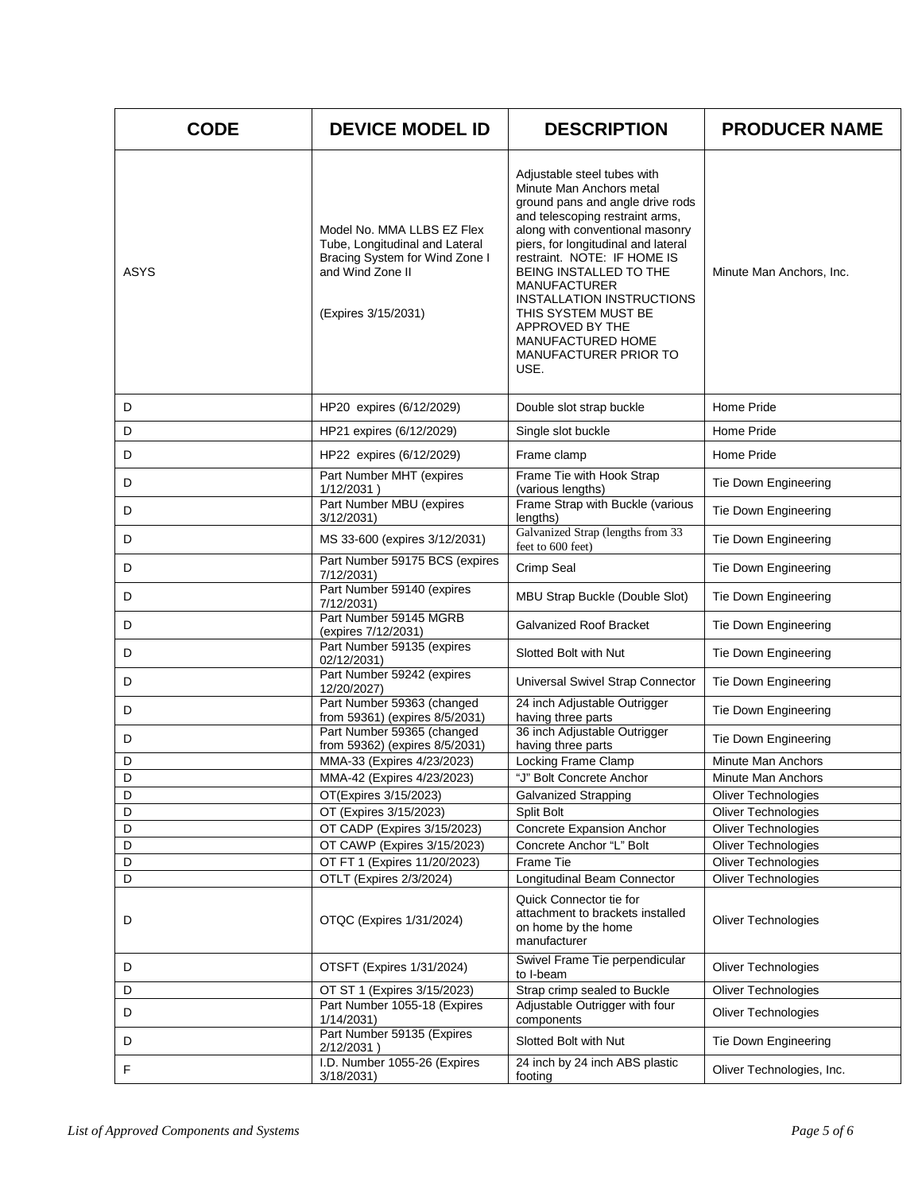| CODE | DEVICE MODEL ID | DESCRIPTION | PRODUCER NAME |
|---|---|---|---|
| ASYS | Model No. MMA LLBS EZ Flex Tube, Longitudinal and Lateral Bracing System for Wind Zone I and Wind Zone II (Expires 3/15/2031) | Adjustable steel tubes with Minute Man Anchors metal ground pans and angle drive rods and telescoping restraint arms, along with conventional masonry piers, for longitudinal and lateral restraint. NOTE: IF HOME IS BEING INSTALLED TO THE MANUFACTURER INSTALLATION INSTRUCTIONS THIS SYSTEM MUST BE APPROVED BY THE MANUFACTURED HOME MANUFACTURER PRIOR TO USE. | Minute Man Anchors, Inc. |
| D | HP20 expires (6/12/2029) | Double slot strap buckle | Home Pride |
| D | HP21 expires (6/12/2029) | Single slot buckle | Home Pride |
| D | HP22 expires (6/12/2029) | Frame clamp | Home Pride |
| D | Part Number MHT (expires 1/12/2031 ) | Frame Tie with Hook Strap (various lengths) | Tie Down Engineering |
| D | Part Number MBU (expires 3/12/2031) | Frame Strap with Buckle (various lengths) | Tie Down Engineering |
| D | MS 33-600 (expires 3/12/2031) | Galvanized Strap (lengths from 33 feet to 600 feet) | Tie Down Engineering |
| D | Part Number 59175 BCS (expires 7/12/2031) | Crimp Seal | Tie Down Engineering |
| D | Part Number 59140 (expires 7/12/2031) | MBU Strap Buckle (Double Slot) | Tie Down Engineering |
| D | Part Number 59145 MGRB (expires 7/12/2031) | Galvanized Roof Bracket | Tie Down Engineering |
| D | Part Number 59135 (expires 02/12/2031) | Slotted Bolt with Nut | Tie Down Engineering |
| D | Part Number 59242 (expires 12/20/2027) | Universal Swivel Strap Connector | Tie Down Engineering |
| D | Part Number 59363 (changed from 59361) (expires 8/5/2031) | 24 inch Adjustable Outrigger having three parts | Tie Down Engineering |
| D | Part Number 59365 (changed from 59362) (expires 8/5/2031) | 36 inch Adjustable Outrigger having three parts | Tie Down Engineering |
| D | MMA-33 (Expires 4/23/2023) | Locking Frame Clamp | Minute Man Anchors |
| D | MMA-42 (Expires 4/23/2023) | “J” Bolt Concrete Anchor | Minute Man Anchors |
| D | OT(Expires 3/15/2023) | Galvanized Strapping | Oliver Technologies |
| D | OT (Expires 3/15/2023) | Split Bolt | Oliver Technologies |
| D | OT CADP (Expires 3/15/2023) | Concrete Expansion Anchor | Oliver Technologies |
| D | OT CAWP (Expires 3/15/2023) | Concrete Anchor “L” Bolt | Oliver Technologies |
| D | OT FT 1 (Expires 11/20/2023) | Frame Tie | Oliver Technologies |
| D | OTLT (Expires 2/3/2024) | Longitudinal Beam Connector | Oliver Technologies |
| D | OTQC (Expires 1/31/2024) | Quick Connector tie for attachment to brackets installed on home by the home manufacturer | Oliver Technologies |
| D | OTSFT (Expires 1/31/2024) | Swivel Frame Tie perpendicular to I-beam | Oliver Technologies |
| D | OT ST 1 (Expires 3/15/2023) | Strap crimp sealed to Buckle | Oliver Technologies |
| D | Part Number 1055-18 (Expires 1/14/2031) | Adjustable Outrigger with four components | Oliver Technologies |
| D | Part Number 59135 (Expires 2/12/2031 ) | Slotted Bolt with Nut | Tie Down Engineering |
| F | I.D. Number 1055-26 (Expires 3/18/2031) | 24 inch by 24 inch ABS plastic footing | Oliver Technologies, Inc. |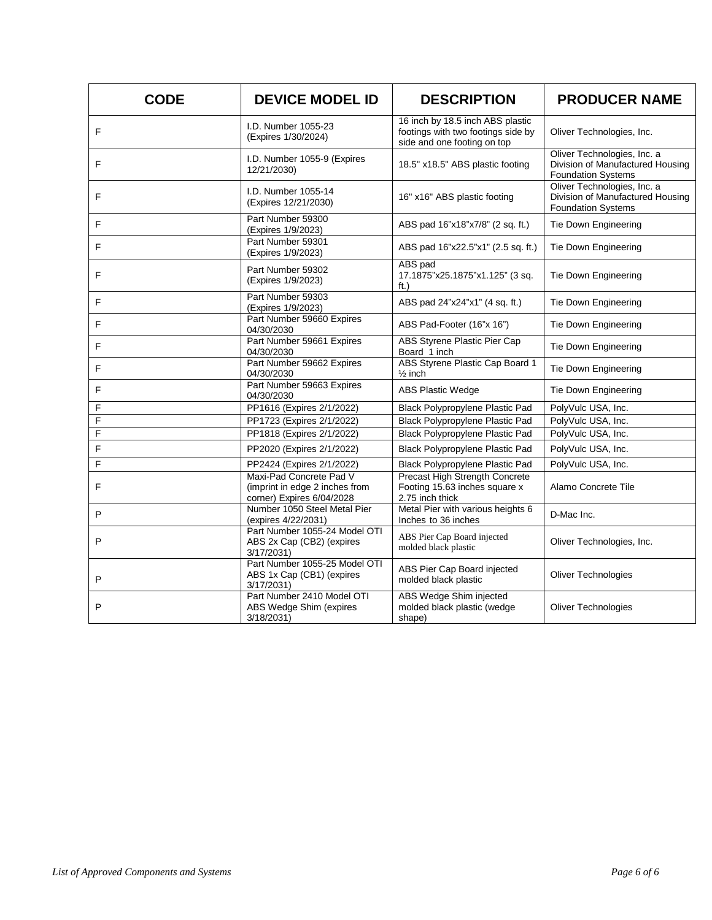| CODE | DEVICE MODEL ID | DESCRIPTION | PRODUCER NAME |
|---|---|---|---|
| F | I.D. Number 1055-23 (Expires 1/30/2024) | 16 inch by 18.5 inch ABS plastic footings with two footings side by side and one footing on top | Oliver Technologies, Inc. |
| F | I.D. Number 1055-9 (Expires 12/21/2030) | 18.5" x18.5" ABS plastic footing | Oliver Technologies, Inc. a Division of Manufactured Housing Foundation Systems |
| F | I.D. Number 1055-14 (Expires 12/21/2030) | 16" x16" ABS plastic footing | Oliver Technologies, Inc. a Division of Manufactured Housing Foundation Systems |
| F | Part Number 59300 (Expires 1/9/2023) | ABS pad 16"x18"x7/8" (2 sq. ft.) | Tie Down Engineering |
| F | Part Number 59301 (Expires 1/9/2023) | ABS pad 16"x22.5"x1" (2.5 sq. ft.) | Tie Down Engineering |
| F | Part Number 59302 (Expires 1/9/2023) | ABS pad 17.1875"x25.1875"x1.125" (3 sq. ft.) | Tie Down Engineering |
| F | Part Number 59303 (Expires 1/9/2023) | ABS pad 24"x24"x1" (4 sq. ft.) | Tie Down Engineering |
| F | Part Number 59660 Expires 04/30/2030 | ABS Pad-Footer (16"x 16") | Tie Down Engineering |
| F | Part Number 59661 Expires 04/30/2030 | ABS Styrene Plastic Pier Cap Board 1 inch | Tie Down Engineering |
| F | Part Number 59662 Expires 04/30/2030 | ABS Styrene Plastic Cap Board 1 ½ inch | Tie Down Engineering |
| F | Part Number 59663 Expires 04/30/2030 | ABS Plastic Wedge | Tie Down Engineering |
| F | PP1616 (Expires 2/1/2022) | Black Polypropylene Plastic Pad | PolyVulc USA, Inc. |
| F | PP1723 (Expires 2/1/2022) | Black Polypropylene Plastic Pad | PolyVulc USA, Inc. |
| F | PP1818 (Expires 2/1/2022) | Black Polypropylene Plastic Pad | PolyVulc USA, Inc. |
| F | PP2020 (Expires 2/1/2022) | Black Polypropylene Plastic Pad | PolyVulc USA, Inc. |
| F | PP2424 (Expires 2/1/2022) | Black Polypropylene Plastic Pad | PolyVulc USA, Inc. |
| F | Maxi-Pad Concrete Pad V (imprint in edge 2 inches from corner) Expires 6/04/2028 | Precast High Strength Concrete Footing 15.63 inches square x 2.75 inch thick | Alamo Concrete Tile |
| P | Number 1050 Steel Metal Pier (expires 4/22/2031) | Metal Pier with various heights 6 Inches to 36 inches | D-Mac Inc. |
| P | Part Number 1055-24 Model OTI ABS 2x Cap (CB2) (expires 3/17/2031) | ABS Pier Cap Board injected molded black plastic | Oliver Technologies, Inc. |
| P | Part Number 1055-25 Model OTI ABS 1x Cap (CB1) (expires 3/17/2031) | ABS Pier Cap Board injected molded black plastic | Oliver Technologies |
| P | Part Number 2410 Model OTI ABS Wedge Shim (expires 3/18/2031) | ABS Wedge Shim injected molded black plastic (wedge shape) | Oliver Technologies |